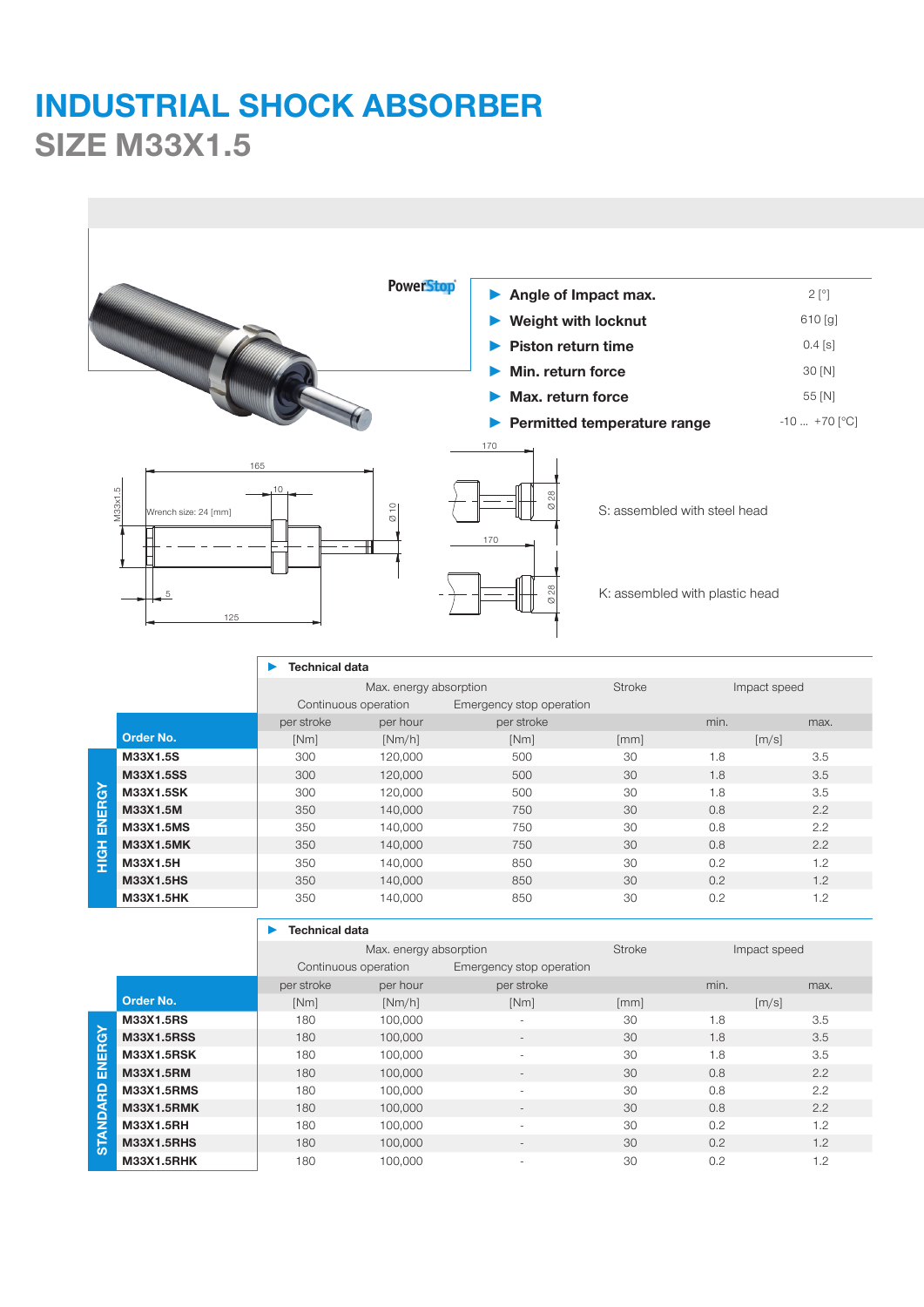# INDUSTRIAL SHOCK ABSORBER
## SIZE M33X1.5

PowerStop

- **Angle of Impact max.** 2 [°]
- **Weight with locknut** 610 [g]
- **Piston return time** 0.4 [s]
- **Min. return force** 30 [N]
- **Max. return force** 55 [N]
- **Permitted temperature range** -10 ... +70 [°C]

M33x1.5, Wrench size: 24 [mm], 165, 10, Ø 10, 5, 125

170, Ø 28 — S: assembled with steel head

170, Ø 28 — K: assembled with plastic head

### Technical data — HIGH ENERGY

| Order No. | Max. energy absorption Continuous operation per stroke [Nm] | Continuous operation per hour [Nm/h] | Emergency stop operation per stroke [Nm] | Stroke [mm] | Impact speed min. [m/s] | Impact speed max. [m/s] |
|---|---|---|---|---|---|---|
| M33X1.5S | 300 | 120,000 | 500 | 30 | 1.8 | 3.5 |
| M33X1.5SS | 300 | 120,000 | 500 | 30 | 1.8 | 3.5 |
| M33X1.5SK | 300 | 120,000 | 500 | 30 | 1.8 | 3.5 |
| M33X1.5M | 350 | 140,000 | 750 | 30 | 0.8 | 2.2 |
| M33X1.5MS | 350 | 140,000 | 750 | 30 | 0.8 | 2.2 |
| M33X1.5MK | 350 | 140,000 | 750 | 30 | 0.8 | 2.2 |
| M33X1.5H | 350 | 140,000 | 850 | 30 | 0.2 | 1.2 |
| M33X1.5HS | 350 | 140,000 | 850 | 30 | 0.2 | 1.2 |
| M33X1.5HK | 350 | 140,000 | 850 | 30 | 0.2 | 1.2 |

### Technical data — STANDARD ENERGY

| Order No. | Max. energy absorption Continuous operation per stroke [Nm] | Continuous operation per hour [Nm/h] | Emergency stop operation per stroke [Nm] | Stroke [mm] | Impact speed min. [m/s] | Impact speed max. [m/s] |
|---|---|---|---|---|---|---|
| M33X1.5RS | 180 | 100,000 | - | 30 | 1.8 | 3.5 |
| M33X1.5RSS | 180 | 100,000 | - | 30 | 1.8 | 3.5 |
| M33X1.5RSK | 180 | 100,000 | - | 30 | 1.8 | 3.5 |
| M33X1.5RM | 180 | 100,000 | - | 30 | 0.8 | 2.2 |
| M33X1.5RMS | 180 | 100,000 | - | 30 | 0.8 | 2.2 |
| M33X1.5RMK | 180 | 100,000 | - | 30 | 0.8 | 2.2 |
| M33X1.5RH | 180 | 100,000 | - | 30 | 0.2 | 1.2 |
| M33X1.5RHS | 180 | 100,000 | - | 30 | 0.2 | 1.2 |
| M33X1.5RHK | 180 | 100,000 | - | 30 | 0.2 | 1.2 |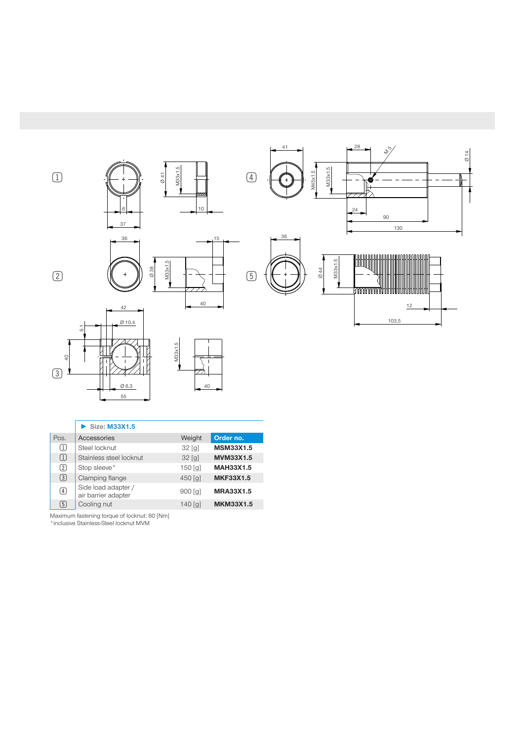1

Ø 41

M33x1.5

6

37

10

2

36

Ø 38

M33x1.5

15

40

3

42

Ø 10.4

6.1

40

Ø 6.3

55

M33x1.5

40

4

41

M45x1.5

M33x1.5

28

M 5

Ø 14

24

90

130

5

36

Ø 44

M33x1.5

12

103.5

| | ► Size: M33X1.5 | | |
|---|---|---|---|
| Pos. | Accessories | Weight | Order no. |
| 1 | Steel locknut | 32 [g] | **MSM33X1.5** |
| 1 | Stainless steel locknut | 32 [g] | **MVM33X1.5** |
| 2 | Stop sleeve* | 150 [g] | **MAH33X1.5** |
| 3 | Clamping flange | 450 [g] | **MKF33X1.5** |
| 4 | Side load adapter / air barrier adapter | 900 [g] | **MRA33X1.5** |
| 5 | Cooling nut | 140 [g] | **MKM33X1.5** |

Maximum fastening torque of locknut: 80 [Nm]
*inclusive Stainless-Steel locknut MVM